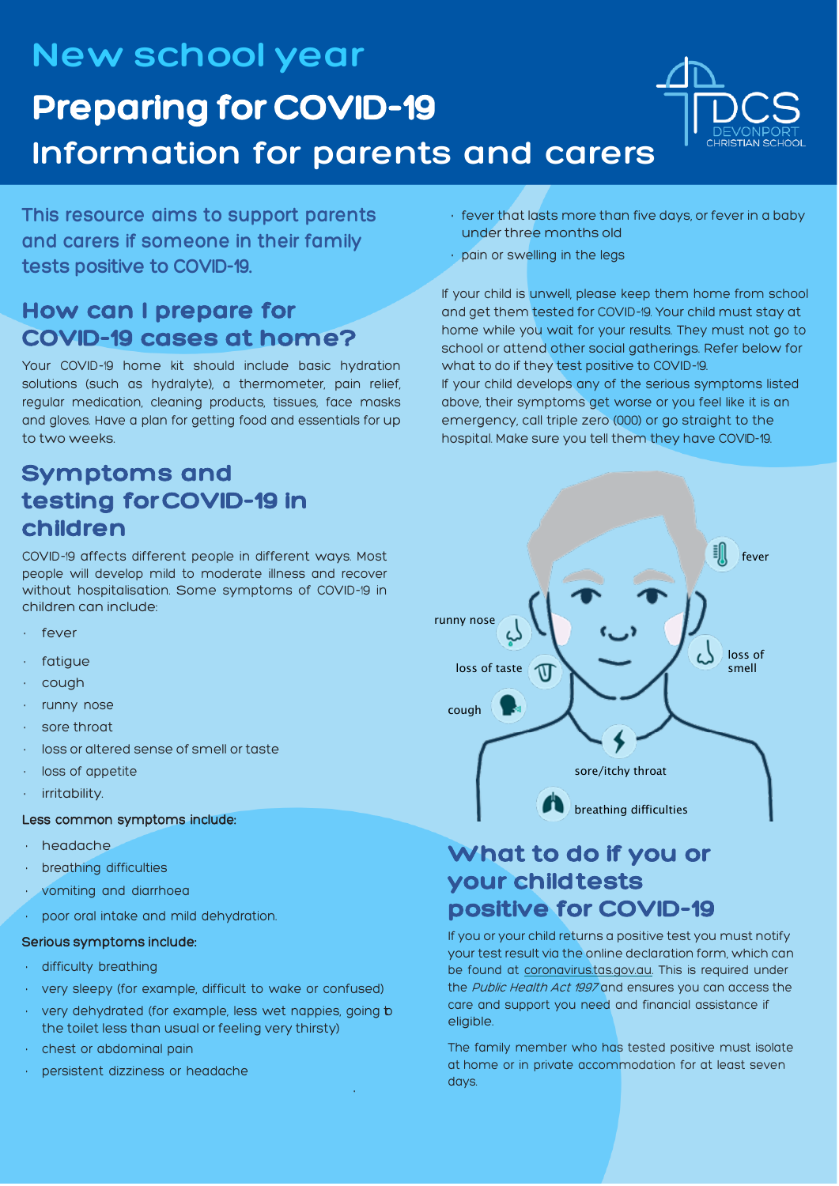# New school year

# Preparing for COVID-19

# Information for parents and carers

DCS DEVONPORT CHRISTIAN SCHOOL

This resource aims to support parents and carers if someone in their family tests positive to COVID-19.

## How can I prepare for COVID-19 cases at home?

Your COVID-19 home kit should include basic hydration solutions (such as hydralyte), a thermometer, pain relief, regular medication, cleaning products, tissues, face masks and gloves. Have a plan for getting food and essentials for up to two weeks.

## Symptoms and testing for COVID-19 in children

COVID-19 affects different people in different ways. Most people will develop mild to moderate illness and recover without hospitalisation. Some symptoms of COVID-19 in children can include:

- fever
- fatigue
- cough
- runny nose
- sore throat
- loss or altered sense of smell or taste
- loss of appetite
- irritability.

Less common symptoms include:

- headache
- breathing difficulties
- vomiting and diarrhoea
- poor oral intake and mild dehydration.

Serious symptoms include:

- difficulty breathing
- very sleepy (for example, difficult to wake or confused)
- very dehydrated (for example, less wet nappies, going to the toilet less than usual or feeling very thirsty)
- chest or abdominal pain
- persistent dizziness or headache
- fever that lasts more than five days, or fever in a baby under three months old
- pain or swelling in the legs

If your child is unwell, please keep them home from school and get them tested for COVID-19. Your child must stay at home while you wait for your results. They must not go to school or attend other social gatherings. Refer below for what to do if they test positive to COVID-19.

If your child develops any of the serious symptoms listed above, their symptoms get worse or you feel like it is an emergency, call triple zero (000) or go straight to the hospital. Make sure you tell them they have COVID-19.

fever

runny nose

loss of smell

loss of taste

cough

sore/itchy throat

breathing difficulties

## What to do if you or your child tests positive for COVID-19

If you or your child returns a positive test you must notify your test result via the online declaration form, which can be found at coronavirus.tas.gov.au. This is required under the *Public Health Act 1997* and ensures you can access the care and support you need and financial assistance if eligible.

The family member who has tested positive must isolate at home or in private accommodation for at least seven days.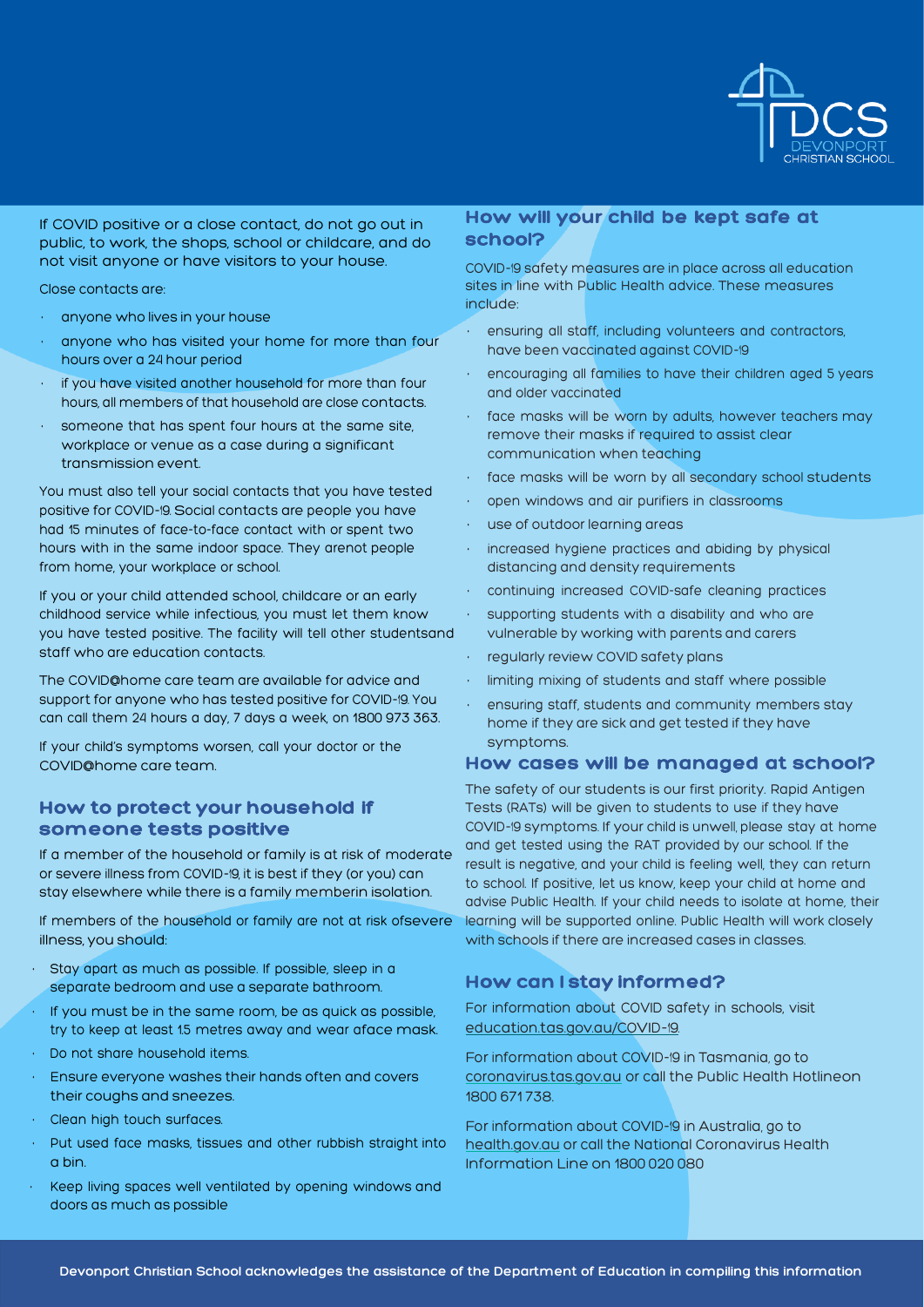If COVID positive or a close contact, do not go out in public, to work, the shops, school or childcare, and do not visit anyone or have visitors to your house.

Close contacts are:

- anyone who lives in your house
- anyone who has visited your home for more than four hours over a 24 hour period
- if you have visited another household for more than four hours, all members of that household are close contacts.
- someone that has spent four hours at the same site, workplace or venue as a case during a significant transmission event.

You must also tell your social contacts that you have tested positive for COVID-19. Social contacts are people you have had 15 minutes of face-to-face contact with or spent two hours with in the same indoor space. They arenot people from home, your workplace or school.

If you or your child attended school, childcare or an early childhood service while infectious, you must let them know you have tested positive. The facility will tell other studentsand staff who are education contacts.

The COVID@home care team are available for advice and support for anyone who has tested positive for COVID-19. You can call them 24 hours a day, 7 days a week, on 1800 973 363.

If your child's symptoms worsen, call your doctor or the COVID@home care team.

## How to protect your household if someone tests positive

If a member of the household or family is at risk of moderate or severe illness from COVID-19, it is best if they (or you) can stay elsewhere while there is a family memberin isolation.

If members of the household or family are not at risk ofsevere illness, you should:

- Stay apart as much as possible. If possible, sleep in a separate bedroom and use a separate bathroom.
- If you must be in the same room, be as quick as possible, try to keep at least 1.5 metres away and wear aface mask.
- Do not share household items.
- Ensure everyone washes their hands often and covers their coughs and sneezes.
- Clean high touch surfaces.
- Put used face masks, tissues and other rubbish straight into a bin.
- Keep living spaces well ventilated by opening windows and doors as much as possible

## How will your child be kept safe at school?

COVID-19 safety measures are in place across all education sites in line with Public Health advice. These measures include:

- ensuring all staff, including volunteers and contractors, have been vaccinated against COVID-19
- encouraging all families to have their children aged 5 years and older vaccinated
- face masks will be worn by adults, however teachers may remove their masks if required to assist clear communication when teaching
- face masks will be worn by all secondary school students
- open windows and air purifiers in classrooms
- use of outdoor learning areas
- increased hygiene practices and abiding by physical distancing and density requirements
- continuing increased COVID-safe cleaning practices
- supporting students with a disability and who are vulnerable by working with parents and carers
- regularly review COVID safety plans
- limiting mixing of students and staff where possible
- ensuring staff, students and community members stay home if they are sick and get tested if they have symptoms.

## How cases will be managed at school?

The safety of our students is our first priority. Rapid Antigen Tests (RATs) will be given to students to use if they have COVID-19 symptoms. If your child is unwell, please stay at home and get tested using the RAT provided by our school. If the result is negative, and your child is feeling well, they can return to school. If positive, let us know, keep your child at home and advise Public Health. If your child needs to isolate at home, their learning will be supported online. Public Health will work closely with schools if there are increased cases in classes.

## How can I stay informed?

For information about COVID safety in schools, visit education.tas.gov.au/COVID-19.

For information about COVID-19 in Tasmania, go to coronavirus.tas.gov.au or call the Public Health Hotlineon 1800 671 738.

For information about COVID-19 in Australia, go to health.gov.au or call the National Coronavirus Health Information Line on 1800 020 080

**Devonport Christian School acknowledges the assistance of the Department of Education in compiling this information**